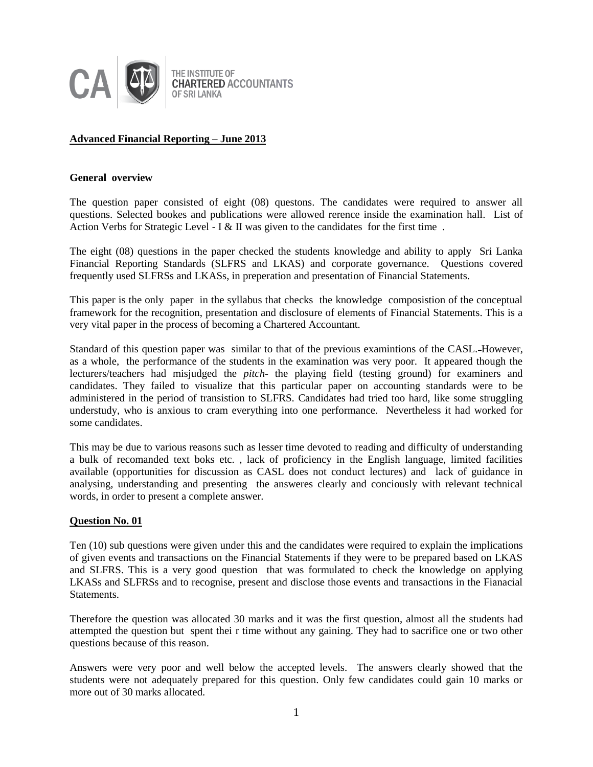THE INSTITUTE OF
CHARTERED ACCOUNTANTS
OF SRI LANKA

**Advanced Financial Reporting – June 2013**

**General overview**

The question paper consisted of eight (08) questons. The candidates were required to answer all questions. Selected bookes and publications were allowed rerence inside the examination hall. List of Action Verbs for Strategic Level - I & II was given to the candidates for the first time .

The eight (08) questions in the paper checked the students knowledge and ability to apply Sri Lanka Financial Reporting Standards (SLFRS and LKAS) and corporate governance. Questions covered frequently used SLFRSs and LKASs, in preperation and presentation of Financial Statements.

This paper is the only paper in the syllabus that checks the knowledge composistion of the conceptual framework for the recognition, presentation and disclosure of elements of Financial Statements. This is a very vital paper in the process of becoming a Chartered Accountant.

Standard of this question paper was similar to that of the previous examintions of the CASL.-However, as a whole, the performance of the students in the examination was very poor. It appeared though the lecturers/teachers had misjudged the *pitch*- the playing field (testing ground) for examiners and candidates. They failed to visualize that this particular paper on accounting standards were to be administered in the period of transistion to SLFRS. Candidates had tried too hard, like some struggling understudy, who is anxious to cram everything into one performance. Nevertheless it had worked for some candidates.

This may be due to various reasons such as lesser time devoted to reading and difficulty of understanding a bulk of recomanded text boks etc. , lack of proficiency in the English language, limited facilities available (opportunities for discussion as CASL does not conduct lectures) and lack of guidance in analysing, understanding and presenting the answeres clearly and conciously with relevant technical words, in order to present a complete answer.

**Question No. 01**

Ten (10) sub questions were given under this and the candidates were required to explain the implications of given events and transactions on the Financial Statements if they were to be prepared based on LKAS and SLFRS. This is a very good question that was formulated to check the knowledge on applying LKASs and SLFRSs and to recognise, present and disclose those events and transactions in the Fianacial Statements.

Therefore the question was allocated 30 marks and it was the first question, almost all the students had attempted the question but spent thei r time without any gaining. They had to sacrifice one or two other questions because of this reason.

Answers were very poor and well below the accepted levels. The answers clearly showed that the students were not adequately prepared for this question. Only few candidates could gain 10 marks or more out of 30 marks allocated.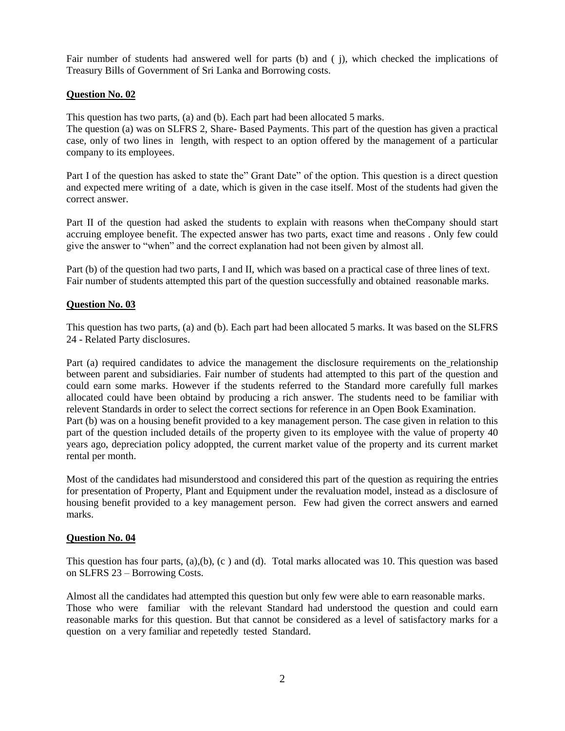Fair number of students had answered well for parts (b) and ( j), which checked the implications of Treasury Bills of Government of Sri Lanka and Borrowing costs.

**Question No. 02**

This question has two parts, (a) and (b). Each part had been allocated 5 marks.
The question (a) was on SLFRS 2, Share- Based Payments. This part of the question has given a practical case, only of two lines in length, with respect to an option offered by the management of a particular company to its employees.

Part I of the question has asked to state the" Grant Date" of the option. This question is a direct question and expected mere writing of a date, which is given in the case itself. Most of the students had given the correct answer.

Part II of the question had asked the students to explain with reasons when theCompany should start accruing employee benefit. The expected answer has two parts, exact time and reasons . Only few could give the answer to "when" and the correct explanation had not been given by almost all.

Part (b) of the question had two parts, I and II, which was based on a practical case of three lines of text. Fair number of students attempted this part of the question successfully and obtained reasonable marks.

**Question No. 03**

This question has two parts, (a) and (b). Each part had been allocated 5 marks. It was based on the SLFRS 24 - Related Party disclosures.

Part (a) required candidates to advice the management the disclosure requirements on the relationship between parent and subsidiaries. Fair number of students had attempted to this part of the question and could earn some marks. However if the students referred to the Standard more carefully full markes allocated could have been obtaind by producing a rich answer. The students need to be familiar with relevent Standards in order to select the correct sections for reference in an Open Book Examination.
Part (b) was on a housing benefit provided to a key management person. The case given in relation to this part of the question included details of the property given to its employee with the value of property 40 years ago, depreciation policy adoppted, the current market value of the property and its current market rental per month.

Most of the candidates had misunderstood and considered this part of the question as requiring the entries for presentation of Property, Plant and Equipment under the revaluation model, instead as a disclosure of housing benefit provided to a key management person. Few had given the correct answers and earned marks.

**Question No. 04**

This question has four parts, (a),(b), (c ) and (d). Total marks allocated was 10. This question was based on SLFRS 23 – Borrowing Costs.

Almost all the candidates had attempted this question but only few were able to earn reasonable marks.
Those who were familiar with the relevant Standard had understood the question and could earn reasonable marks for this question. But that cannot be considered as a level of satisfactory marks for a question on a very familiar and repetedly tested Standard.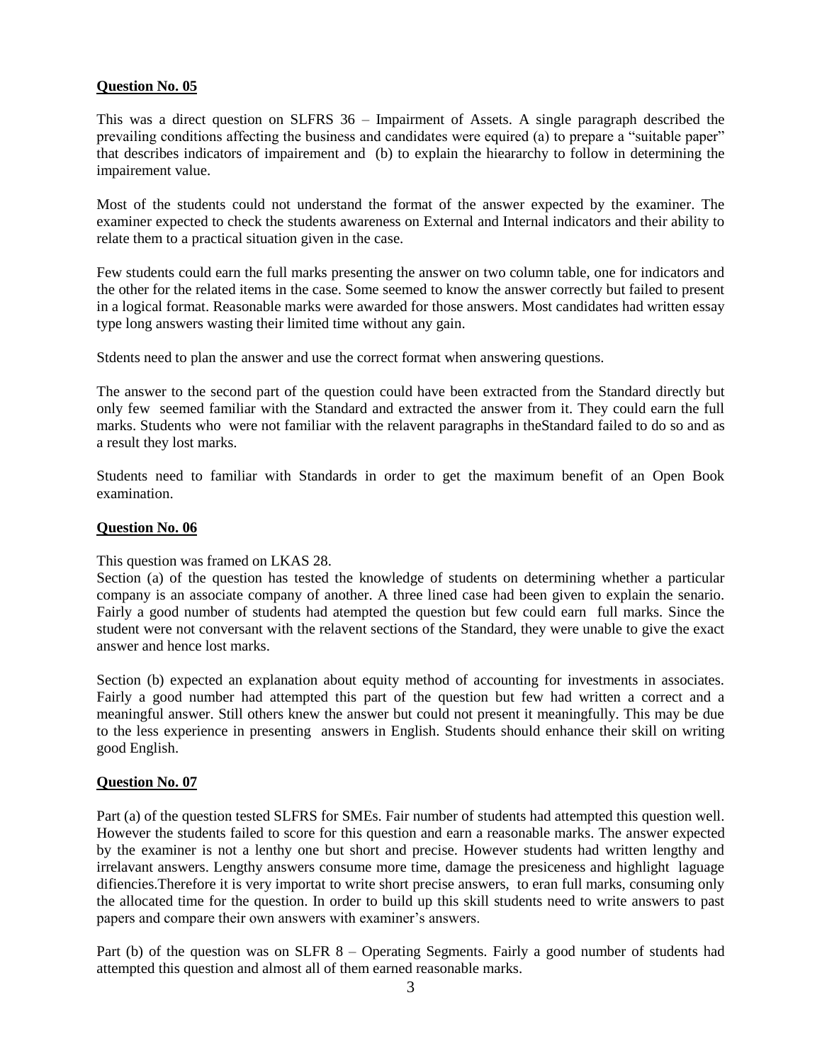**Question No. 05**

This was a direct question on SLFRS 36 – Impairment of Assets. A single paragraph described the prevailing conditions affecting the business and candidates were equired (a) to prepare a "suitable paper" that describes indicators of impairement and (b) to explain the hieararchy to follow in determining the impairement value.

Most of the students could not understand the format of the answer expected by the examiner. The examiner expected to check the students awareness on External and Internal indicators and their ability to relate them to a practical situation given in the case.

Few students could earn the full marks presenting the answer on two column table, one for indicators and the other for the related items in the case. Some seemed to know the answer correctly but failed to present in a logical format. Reasonable marks were awarded for those answers. Most candidates had written essay type long answers wasting their limited time without any gain.

Stdents need to plan the answer and use the correct format when answering questions.

The answer to the second part of the question could have been extracted from the Standard directly but only few seemed familiar with the Standard and extracted the answer from it. They could earn the full marks. Students who were not familiar with the relavent paragraphs in theStandard failed to do so and as a result they lost marks.

Students need to familiar with Standards in order to get the maximum benefit of an Open Book examination.

**Question No. 06**

This question was framed on LKAS 28.

Section (a) of the question has tested the knowledge of students on determining whether a particular company is an associate company of another. A three lined case had been given to explain the senario. Fairly a good number of students had atempted the question but few could earn full marks. Since the student were not conversant with the relavent sections of the Standard, they were unable to give the exact answer and hence lost marks.

Section (b) expected an explanation about equity method of accounting for investments in associates. Fairly a good number had attempted this part of the question but few had written a correct and a meaningful answer. Still others knew the answer but could not present it meaningfully. This may be due to the less experience in presenting answers in English. Students should enhance their skill on writing good English.

**Question No. 07**

Part (a) of the question tested SLFRS for SMEs. Fair number of students had attempted this question well. However the students failed to score for this question and earn a reasonable marks. The answer expected by the examiner is not a lenthy one but short and precise. However students had written lengthy and irrelavant answers. Lengthy answers consume more time, damage the presiceness and highlight laguage difiencies.Therefore it is very importat to write short precise answers, to eran full marks, consuming only the allocated time for the question. In order to build up this skill students need to write answers to past papers and compare their own answers with examiner's answers.

Part (b) of the question was on SLFR 8 – Operating Segments. Fairly a good number of students had attempted this question and almost all of them earned reasonable marks.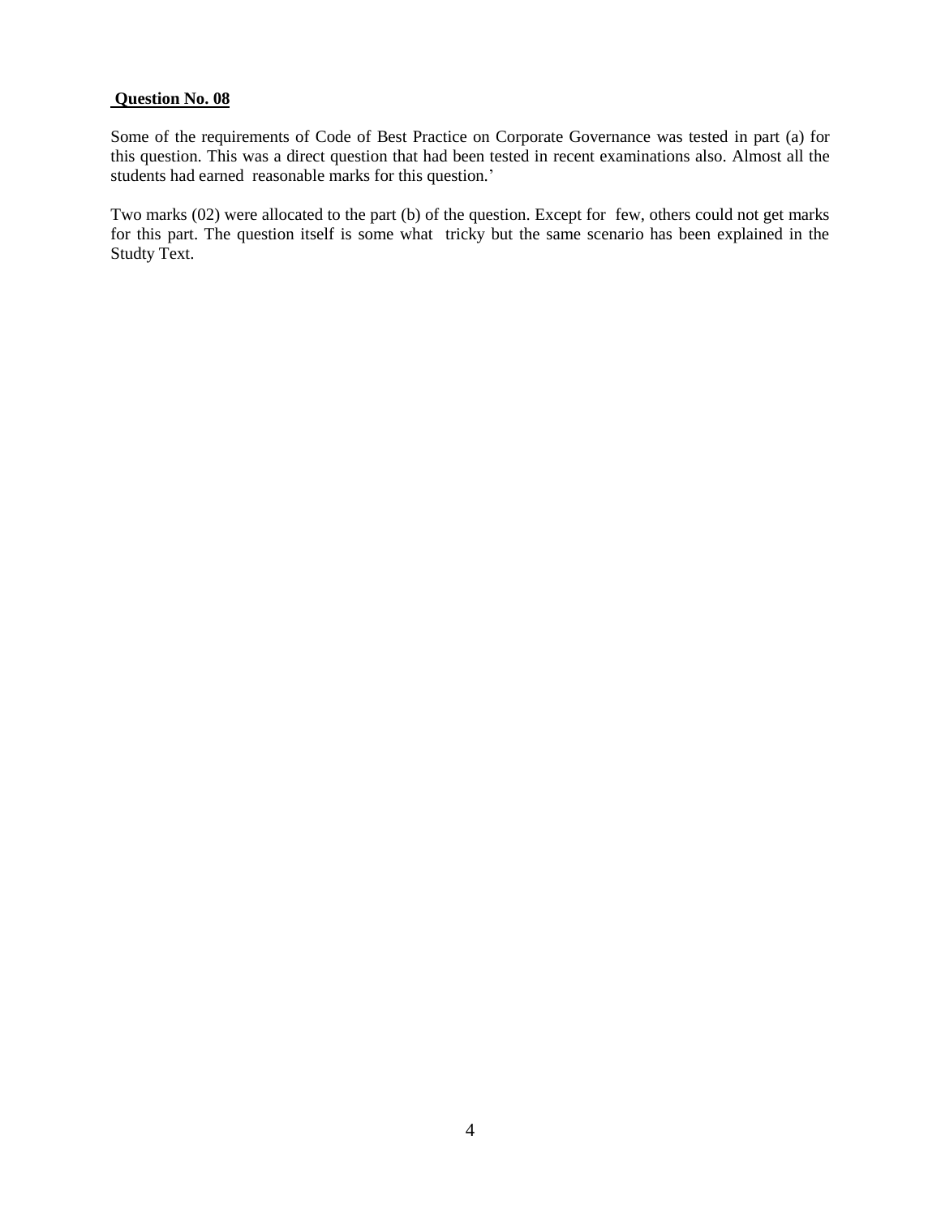**Question No. 08**

Some of the requirements of Code of Best Practice on Corporate Governance was tested in part (a) for this question. This was a direct question that had been tested in recent examinations also. Almost all the students had earned reasonable marks for this question.'

Two marks (02) were allocated to the part (b) of the question. Except for few, others could not get marks for this part. The question itself is some what tricky but the same scenario has been explained in the Studty Text.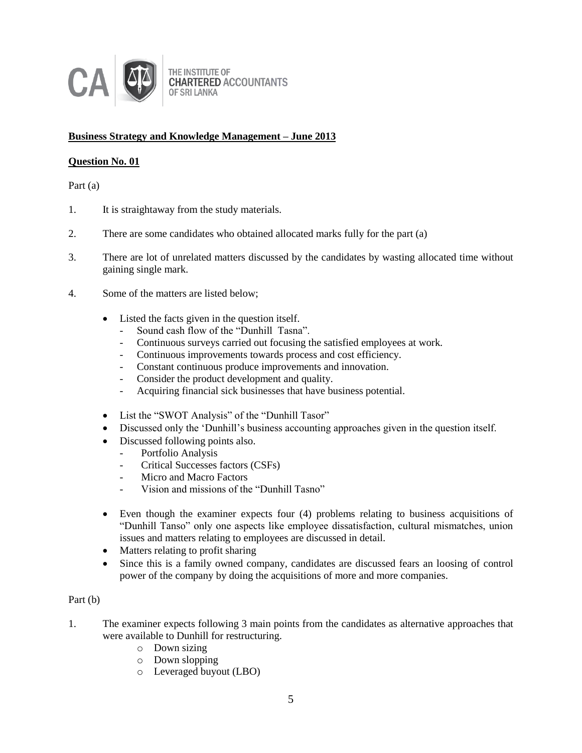THE INSTITUTE OF CHARTERED ACCOUNTANTS OF SRI LANKA

**Business Strategy and Knowledge Management – June 2013**

**Question No. 01**

Part (a)

1. It is straightaway from the study materials.

2. There are some candidates who obtained allocated marks fully for the part (a)

3. There are lot of unrelated matters discussed by the candidates by wasting allocated time without gaining single mark.

4. Some of the matters are listed below;

   - Listed the facts given in the question itself.
     - Sound cash flow of the "Dunhill Tasna".
     - Continuous surveys carried out focusing the satisfied employees at work.
     - Continuous improvements towards process and cost efficiency.
     - Constant continuous produce improvements and innovation.
     - Consider the product development and quality.
     - Acquiring financial sick businesses that have business potential.
   - List the "SWOT Analysis" of the "Dunhill Tasor"
   - Discussed only the 'Dunhill's business accounting approaches given in the question itself.
   - Discussed following points also.
     - Portfolio Analysis
     - Critical Successes factors (CSFs)
     - Micro and Macro Factors
     - Vision and missions of the "Dunhill Tasno"
   - Even though the examiner expects four (4) problems relating to business acquisitions of "Dunhill Tanso" only one aspects like employee dissatisfaction, cultural mismatches, union issues and matters relating to employees are discussed in detail.
   - Matters relating to profit sharing
   - Since this is a family owned company, candidates are discussed fears an loosing of control power of the company by doing the acquisitions of more and more companies.

Part (b)

1. The examiner expects following 3 main points from the candidates as alternative approaches that were available to Dunhill for restructuring.
   - Down sizing
   - Down slopping
   - Leveraged buyout (LBO)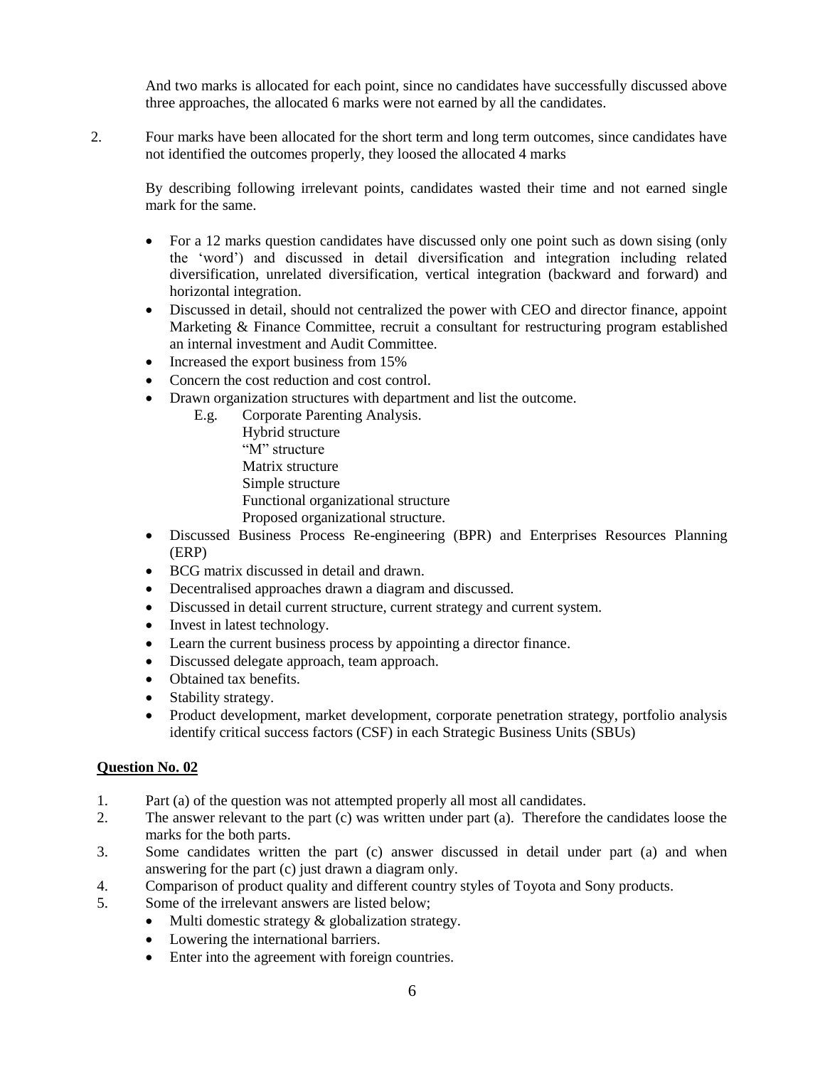And two marks is allocated for each point, since no candidates have successfully discussed above three approaches, the allocated 6 marks were not earned by all the candidates.

2. Four marks have been allocated for the short term and long term outcomes, since candidates have not identified the outcomes properly, they loosed the allocated 4 marks

   By describing following irrelevant points, candidates wasted their time and not earned single mark for the same.

   - For a 12 marks question candidates have discussed only one point such as down sising (only the 'word') and discussed in detail diversification and integration including related diversification, unrelated diversification, vertical integration (backward and forward) and horizontal integration.
   - Discussed in detail, should not centralized the power with CEO and director finance, appoint Marketing & Finance Committee, recruit a consultant for restructuring program established an internal investment and Audit Committee.
   - Increased the export business from 15%
   - Concern the cost reduction and cost control.
   - Drawn organization structures with department and list the outcome.
     - E.g. Corporate Parenting Analysis.
       Hybrid structure
       "M" structure
       Matrix structure
       Simple structure
       Functional organizational structure
       Proposed organizational structure.
   - Discussed Business Process Re-engineering (BPR) and Enterprises Resources Planning (ERP)
   - BCG matrix discussed in detail and drawn.
   - Decentralised approaches drawn a diagram and discussed.
   - Discussed in detail current structure, current strategy and current system.
   - Invest in latest technology.
   - Learn the current business process by appointing a director finance.
   - Discussed delegate approach, team approach.
   - Obtained tax benefits.
   - Stability strategy.
   - Product development, market development, corporate penetration strategy, portfolio analysis identify critical success factors (CSF) in each Strategic Business Units (SBUs)

**<u>Question No. 02</u>**

1. Part (a) of the question was not attempted properly all most all candidates.
2. The answer relevant to the part (c) was written under part (a). Therefore the candidates loose the marks for the both parts.
3. Some candidates written the part (c) answer discussed in detail under part (a) and when answering for the part (c) just drawn a diagram only.
4. Comparison of product quality and different country styles of Toyota and Sony products.
5. Some of the irrelevant answers are listed below;
   - Multi domestic strategy & globalization strategy.
   - Lowering the international barriers.
   - Enter into the agreement with foreign countries.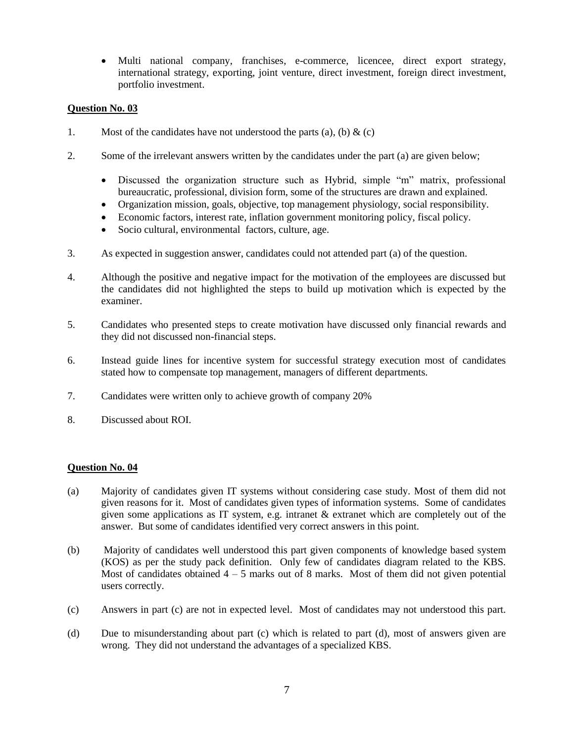- Multi national company, franchises, e-commerce, licencee, direct export strategy, international strategy, exporting, joint venture, direct investment, foreign direct investment, portfolio investment.

**Question No. 03**

1. Most of the candidates have not understood the parts (a), (b) & (c)

2. Some of the irrelevant answers written by the candidates under the part (a) are given below;

   - Discussed the organization structure such as Hybrid, simple "m" matrix, professional bureaucratic, professional, division form, some of the structures are drawn and explained.
   - Organization mission, goals, objective, top management physiology, social responsibility.
   - Economic factors, interest rate, inflation government monitoring policy, fiscal policy.
   - Socio cultural, environmental factors, culture, age.

3. As expected in suggestion answer, candidates could not attended part (a) of the question.

4. Although the positive and negative impact for the motivation of the employees are discussed but the candidates did not highlighted the steps to build up motivation which is expected by the examiner.

5. Candidates who presented steps to create motivation have discussed only financial rewards and they did not discussed non-financial steps.

6. Instead guide lines for incentive system for successful strategy execution most of candidates stated how to compensate top management, managers of different departments.

7. Candidates were written only to achieve growth of company 20%

8. Discussed about ROI.

**Question No. 04**

(a) Majority of candidates given IT systems without considering case study. Most of them did not given reasons for it. Most of candidates given types of information systems. Some of candidates given some applications as IT system, e.g. intranet & extranet which are completely out of the answer. But some of candidates identified very correct answers in this point.

(b) Majority of candidates well understood this part given components of knowledge based system (KOS) as per the study pack definition. Only few of candidates diagram related to the KBS. Most of candidates obtained 4 – 5 marks out of 8 marks. Most of them did not given potential users correctly.

(c) Answers in part (c) are not in expected level. Most of candidates may not understood this part.

(d) Due to misunderstanding about part (c) which is related to part (d), most of answers given are wrong. They did not understand the advantages of a specialized KBS.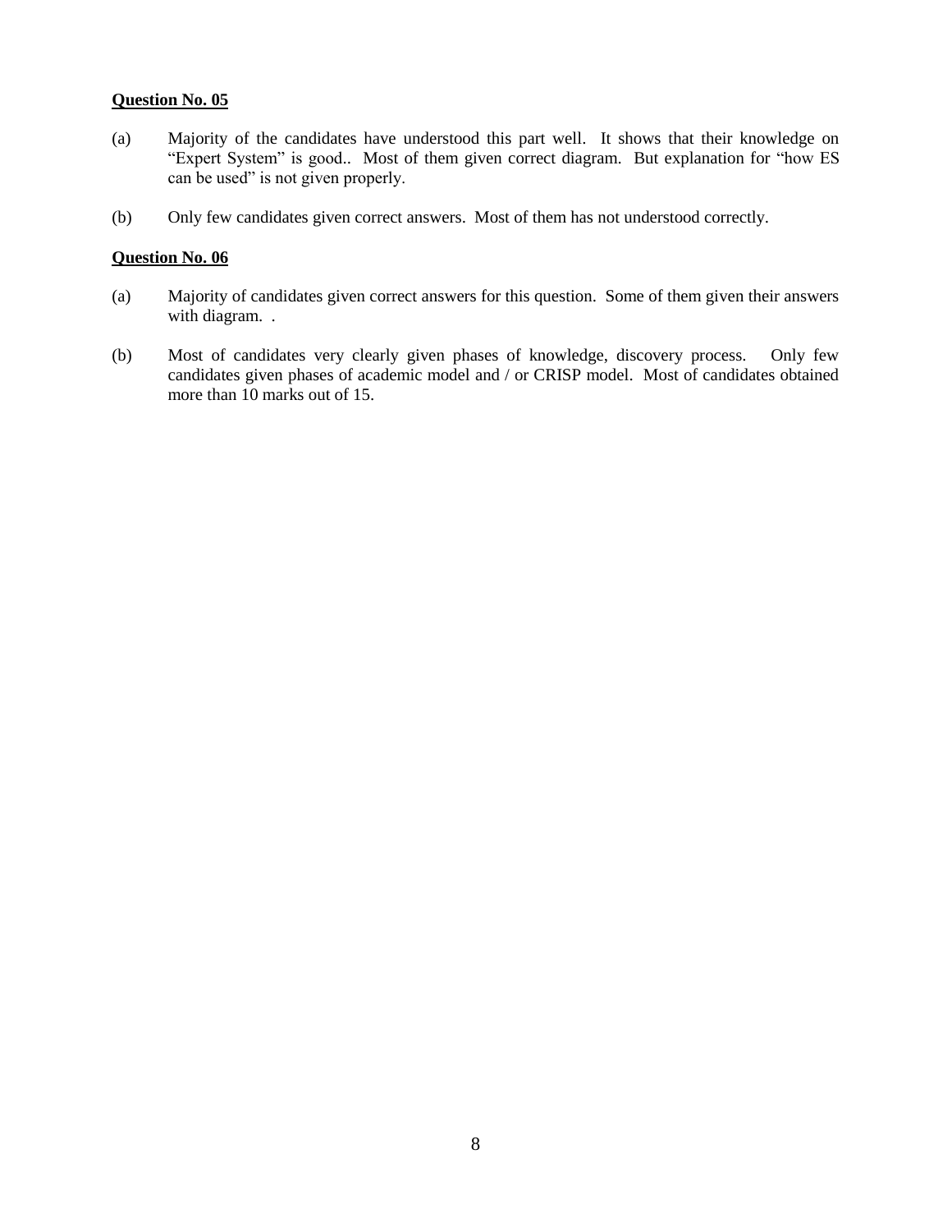**<u>Question No. 05</u>**

(a) Majority of the candidates have understood this part well. It shows that their knowledge on "Expert System" is good.. Most of them given correct diagram. But explanation for "how ES can be used" is not given properly.

(b) Only few candidates given correct answers. Most of them has not understood correctly.

**<u>Question No. 06</u>**

(a) Majority of candidates given correct answers for this question. Some of them given their answers with diagram. .

(b) Most of candidates very clearly given phases of knowledge, discovery process. Only few candidates given phases of academic model and / or CRISP model. Most of candidates obtained more than 10 marks out of 15.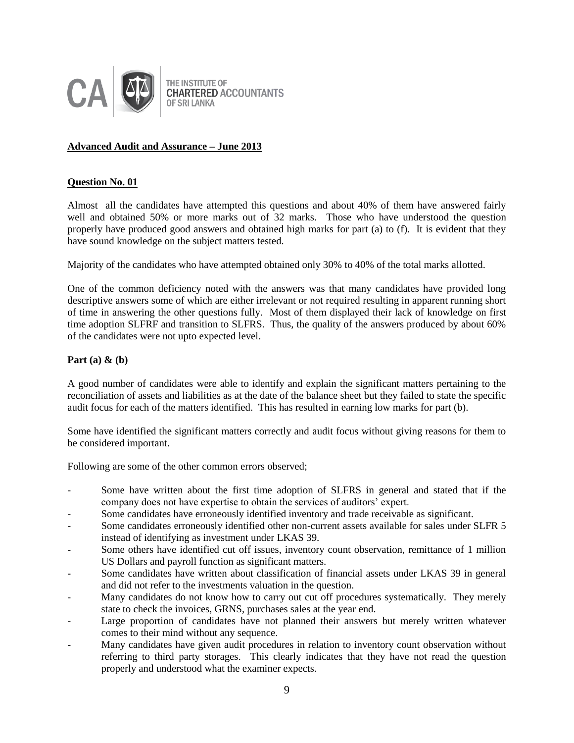THE INSTITUTE OF CHARTERED ACCOUNTANTS OF SRI LANKA

## Advanced Audit and Assurance – June 2013

### Question No. 01

Almost all the candidates have attempted this questions and about 40% of them have answered fairly well and obtained 50% or more marks out of 32 marks. Those who have understood the question properly have produced good answers and obtained high marks for part (a) to (f). It is evident that they have sound knowledge on the subject matters tested.

Majority of the candidates who have attempted obtained only 30% to 40% of the total marks allotted.

One of the common deficiency noted with the answers was that many candidates have provided long descriptive answers some of which are either irrelevant or not required resulting in apparent running short of time in answering the other questions fully. Most of them displayed their lack of knowledge on first time adoption SLFRF and transition to SLFRS. Thus, the quality of the answers produced by about 60% of the candidates were not upto expected level.

**Part (a) & (b)**

A good number of candidates were able to identify and explain the significant matters pertaining to the reconciliation of assets and liabilities as at the date of the balance sheet but they failed to state the specific audit focus for each of the matters identified. This has resulted in earning low marks for part (b).

Some have identified the significant matters correctly and audit focus without giving reasons for them to be considered important.

Following are some of the other common errors observed;

- Some have written about the first time adoption of SLFRS in general and stated that if the company does not have expertise to obtain the services of auditors' expert.
- Some candidates have erroneously identified inventory and trade receivable as significant.
- Some candidates erroneously identified other non-current assets available for sales under SLFR 5 instead of identifying as investment under LKAS 39.
- Some others have identified cut off issues, inventory count observation, remittance of 1 million US Dollars and payroll function as significant matters.
- Some candidates have written about classification of financial assets under LKAS 39 in general and did not refer to the investments valuation in the question.
- Many candidates do not know how to carry out cut off procedures systematically. They merely state to check the invoices, GRNS, purchases sales at the year end.
- Large proportion of candidates have not planned their answers but merely written whatever comes to their mind without any sequence.
- Many candidates have given audit procedures in relation to inventory count observation without referring to third party storages. This clearly indicates that they have not read the question properly and understood what the examiner expects.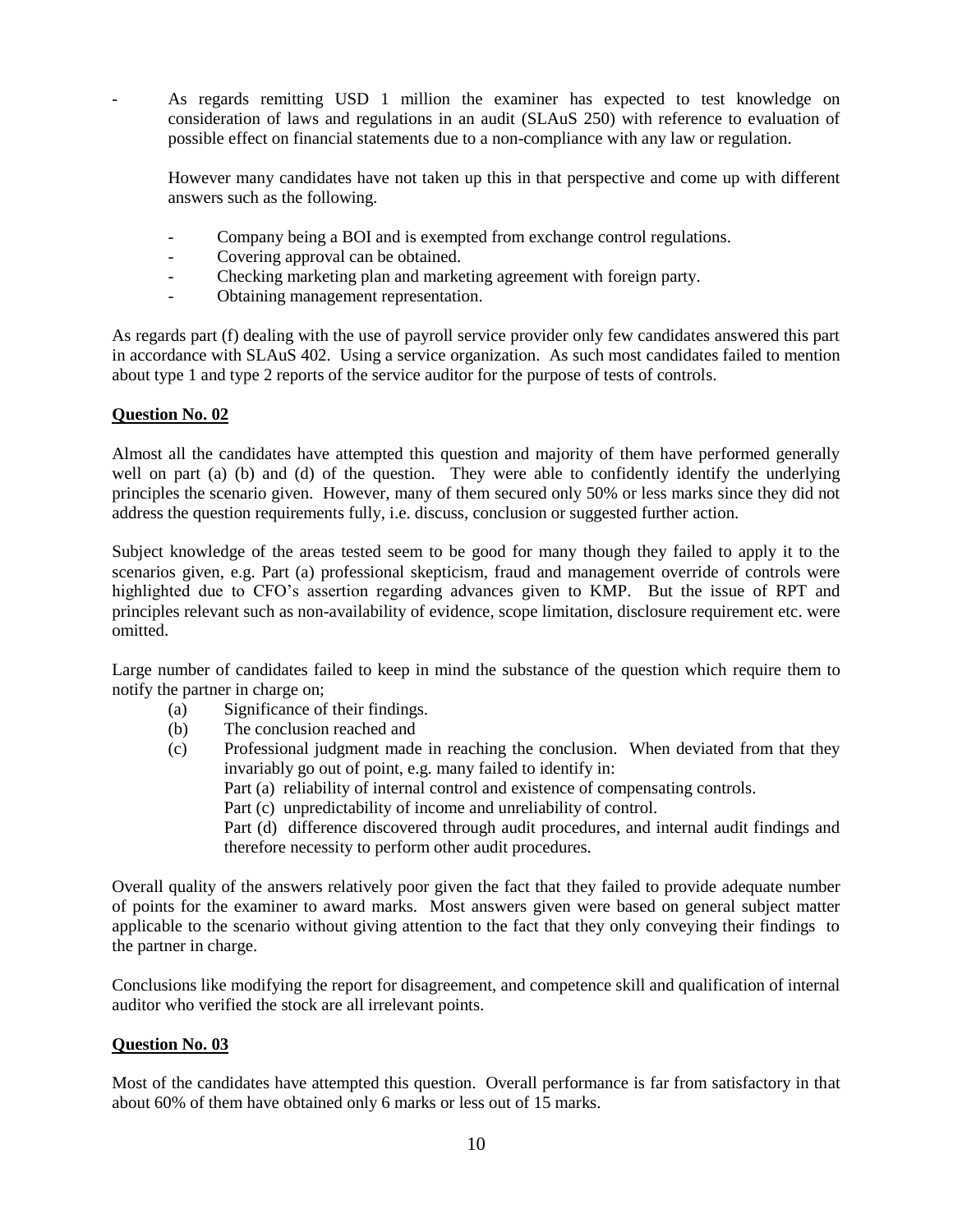- As regards remitting USD 1 million the examiner has expected to test knowledge on consideration of laws and regulations in an audit (SLAuS 250) with reference to evaluation of possible effect on financial statements due to a non-compliance with any law or regulation.

  However many candidates have not taken up this in that perspective and come up with different answers such as the following.

  - Company being a BOI and is exempted from exchange control regulations.
  - Covering approval can be obtained.
  - Checking marketing plan and marketing agreement with foreign party.
  - Obtaining management representation.

As regards part (f) dealing with the use of payroll service provider only few candidates answered this part in accordance with SLAuS 402. Using a service organization. As such most candidates failed to mention about type 1 and type 2 reports of the service auditor for the purpose of tests of controls.

**Question No. 02**

Almost all the candidates have attempted this question and majority of them have performed generally well on part (a) (b) and (d) of the question. They were able to confidently identify the underlying principles the scenario given. However, many of them secured only 50% or less marks since they did not address the question requirements fully, i.e. discuss, conclusion or suggested further action.

Subject knowledge of the areas tested seem to be good for many though they failed to apply it to the scenarios given, e.g. Part (a) professional skepticism, fraud and management override of controls were highlighted due to CFO's assertion regarding advances given to KMP. But the issue of RPT and principles relevant such as non-availability of evidence, scope limitation, disclosure requirement etc. were omitted.

Large number of candidates failed to keep in mind the substance of the question which require them to notify the partner in charge on;

(a) Significance of their findings.
(b) The conclusion reached and
(c) Professional judgment made in reaching the conclusion. When deviated from that they invariably go out of point, e.g. many failed to identify in:
    Part (a) reliability of internal control and existence of compensating controls.
    Part (c) unpredictability of income and unreliability of control.
    Part (d) difference discovered through audit procedures, and internal audit findings and therefore necessity to perform other audit procedures.

Overall quality of the answers relatively poor given the fact that they failed to provide adequate number of points for the examiner to award marks. Most answers given were based on general subject matter applicable to the scenario without giving attention to the fact that they only conveying their findings to the partner in charge.

Conclusions like modifying the report for disagreement, and competence skill and qualification of internal auditor who verified the stock are all irrelevant points.

**Question No. 03**

Most of the candidates have attempted this question. Overall performance is far from satisfactory in that about 60% of them have obtained only 6 marks or less out of 15 marks.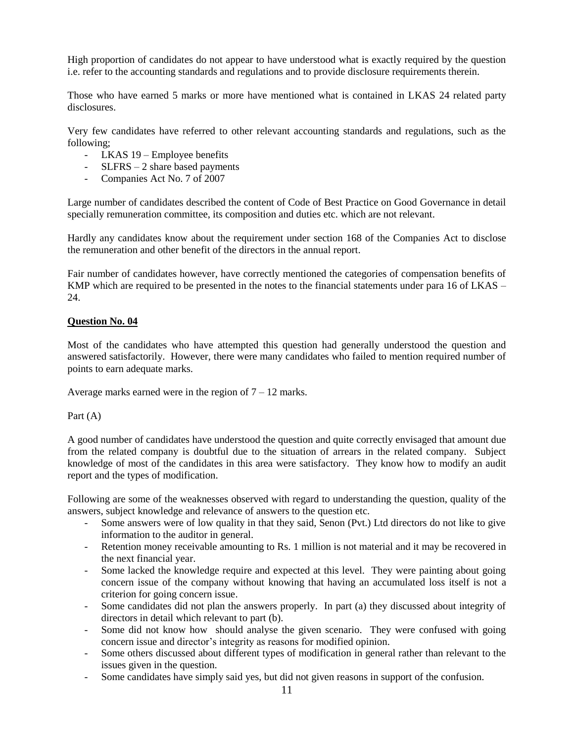High proportion of candidates do not appear to have understood what is exactly required by the question i.e. refer to the accounting standards and regulations and to provide disclosure requirements therein.

Those who have earned 5 marks or more have mentioned what is contained in LKAS 24 related party disclosures.

Very few candidates have referred to other relevant accounting standards and regulations, such as the following;

- LKAS 19 – Employee benefits
- SLFRS – 2 share based payments
- Companies Act No. 7 of 2007

Large number of candidates described the content of Code of Best Practice on Good Governance in detail specially remuneration committee, its composition and duties etc. which are not relevant.

Hardly any candidates know about the requirement under section 168 of the Companies Act to disclose the remuneration and other benefit of the directors in the annual report.

Fair number of candidates however, have correctly mentioned the categories of compensation benefits of KMP which are required to be presented in the notes to the financial statements under para 16 of LKAS – 24.

**Question No. 04**

Most of the candidates who have attempted this question had generally understood the question and answered satisfactorily. However, there were many candidates who failed to mention required number of points to earn adequate marks.

Average marks earned were in the region of 7 – 12 marks.

Part (A)

A good number of candidates have understood the question and quite correctly envisaged that amount due from the related company is doubtful due to the situation of arrears in the related company. Subject knowledge of most of the candidates in this area were satisfactory. They know how to modify an audit report and the types of modification.

Following are some of the weaknesses observed with regard to understanding the question, quality of the answers, subject knowledge and relevance of answers to the question etc.

- Some answers were of low quality in that they said, Senon (Pvt.) Ltd directors do not like to give information to the auditor in general.
- Retention money receivable amounting to Rs. 1 million is not material and it may be recovered in the next financial year.
- Some lacked the knowledge require and expected at this level. They were painting about going concern issue of the company without knowing that having an accumulated loss itself is not a criterion for going concern issue.
- Some candidates did not plan the answers properly. In part (a) they discussed about integrity of directors in detail which relevant to part (b).
- Some did not know how should analyse the given scenario. They were confused with going concern issue and director's integrity as reasons for modified opinion.
- Some others discussed about different types of modification in general rather than relevant to the issues given in the question.
- Some candidates have simply said yes, but did not given reasons in support of the confusion.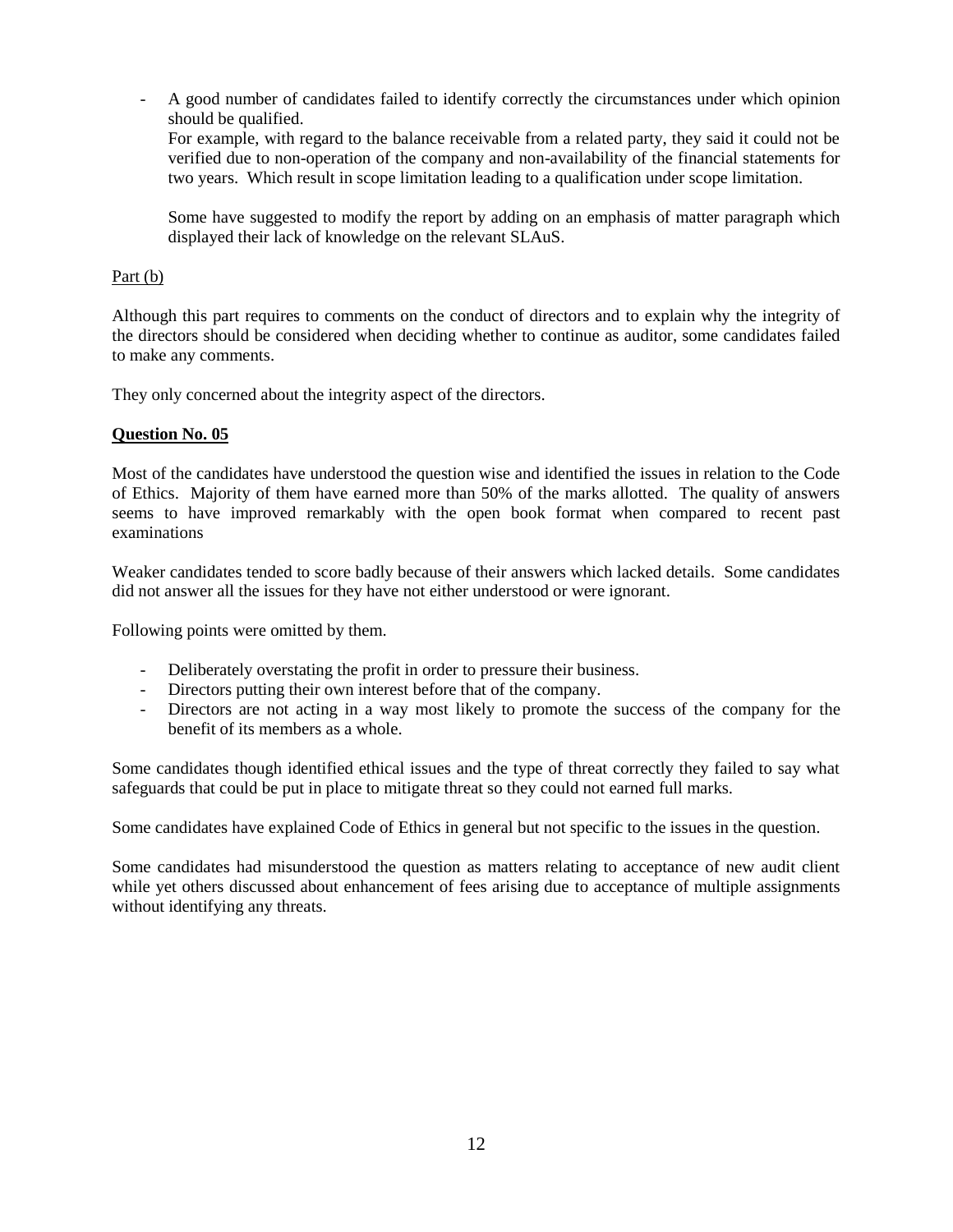- A good number of candidates failed to identify correctly the circumstances under which opinion should be qualified.

  For example, with regard to the balance receivable from a related party, they said it could not be verified due to non-operation of the company and non-availability of the financial statements for two years. Which result in scope limitation leading to a qualification under scope limitation.

  Some have suggested to modify the report by adding on an emphasis of matter paragraph which displayed their lack of knowledge on the relevant SLAuS.

Part (b)

Although this part requires to comments on the conduct of directors and to explain why the integrity of the directors should be considered when deciding whether to continue as auditor, some candidates failed to make any comments.

They only concerned about the integrity aspect of the directors.

**Question No. 05**

Most of the candidates have understood the question wise and identified the issues in relation to the Code of Ethics. Majority of them have earned more than 50% of the marks allotted. The quality of answers seems to have improved remarkably with the open book format when compared to recent past examinations

Weaker candidates tended to score badly because of their answers which lacked details. Some candidates did not answer all the issues for they have not either understood or were ignorant.

Following points were omitted by them.

- Deliberately overstating the profit in order to pressure their business.
- Directors putting their own interest before that of the company.
- Directors are not acting in a way most likely to promote the success of the company for the benefit of its members as a whole.

Some candidates though identified ethical issues and the type of threat correctly they failed to say what safeguards that could be put in place to mitigate threat so they could not earned full marks.

Some candidates have explained Code of Ethics in general but not specific to the issues in the question.

Some candidates had misunderstood the question as matters relating to acceptance of new audit client while yet others discussed about enhancement of fees arising due to acceptance of multiple assignments without identifying any threats.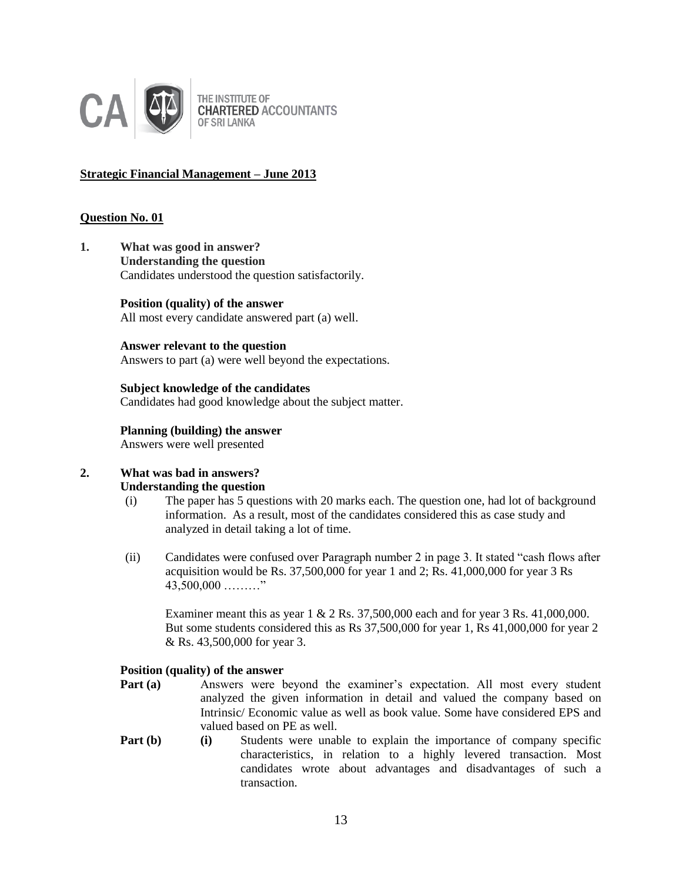**Strategic Financial Management – June 2013**

**Question No. 01**

**1. What was good in answer?**

**Understanding the question**

Candidates understood the question satisfactorily.

**Position (quality) of the answer**

All most every candidate answered part (a) well.

**Answer relevant to the question**

Answers to part (a) were well beyond the expectations.

**Subject knowledge of the candidates**

Candidates had good knowledge about the subject matter.

**Planning (building) the answer**

Answers were well presented

**2. What was bad in answers?**

**Understanding the question**

(i) The paper has 5 questions with 20 marks each. The question one, had lot of background information. As a result, most of the candidates considered this as case study and analyzed in detail taking a lot of time.

(ii) Candidates were confused over Paragraph number 2 in page 3. It stated "cash flows after acquisition would be Rs. 37,500,000 for year 1 and 2; Rs. 41,000,000 for year 3 Rs 43,500,000 ………"

Examiner meant this as year 1 & 2 Rs. 37,500,000 each and for year 3 Rs. 41,000,000. But some students considered this as Rs 37,500,000 for year 1, Rs 41,000,000 for year 2 & Rs. 43,500,000 for year 3.

**Position (quality) of the answer**

**Part (a)** Answers were beyond the examiner's expectation. All most every student analyzed the given information in detail and valued the company based on Intrinsic/ Economic value as well as book value. Some have considered EPS and valued based on PE as well.

**Part (b)** **(i)** Students were unable to explain the importance of company specific characteristics, in relation to a highly levered transaction. Most candidates wrote about advantages and disadvantages of such a transaction.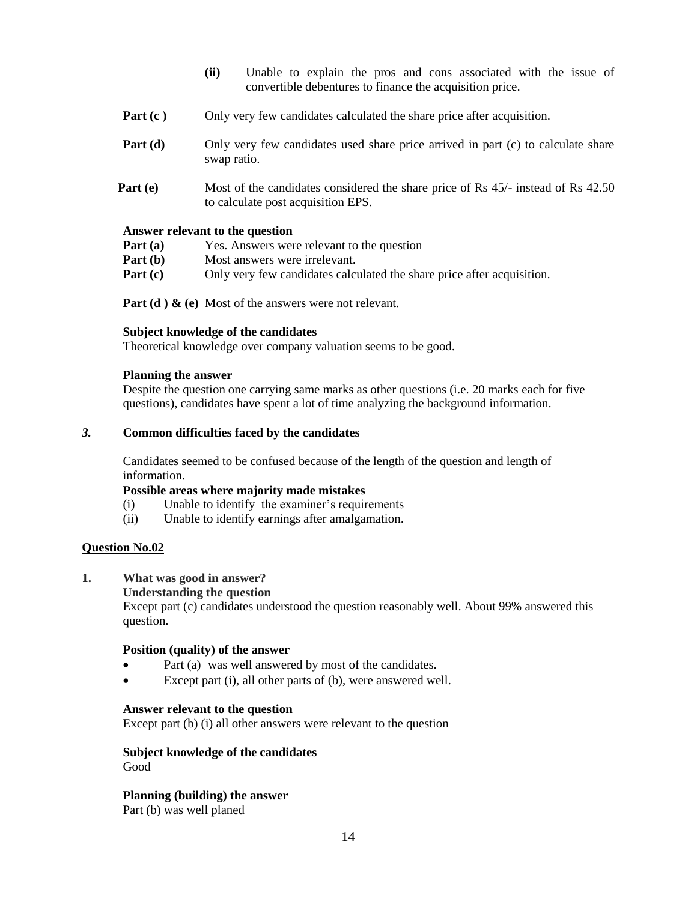(ii) Unable to explain the pros and cons associated with the issue of convertible debentures to finance the acquisition price.

**Part (c )** Only very few candidates calculated the share price after acquisition.

**Part (d)** Only very few candidates used share price arrived in part (c) to calculate share swap ratio.

**Part (e)** Most of the candidates considered the share price of Rs 45/- instead of Rs 42.50 to calculate post acquisition EPS.

**Answer relevant to the question**

**Part (a)** Yes. Answers were relevant to the question

**Part (b)** Most answers were irrelevant.

**Part (c)** Only very few candidates calculated the share price after acquisition.

**Part (d ) & (e)** Most of the answers were not relevant.

**Subject knowledge of the candidates**

Theoretical knowledge over company valuation seems to be good.

**Planning the answer**

Despite the question one carrying same marks as other questions (i.e. 20 marks each for five questions), candidates have spent a lot of time analyzing the background information.

***3.*** **Common difficulties faced by the candidates**

Candidates seemed to be confused because of the length of the question and length of information.

**Possible areas where majority made mistakes**

(i) Unable to identify the examiner's requirements

(ii) Unable to identify earnings after amalgamation.

## Question No.02

**1. What was good in answer?**

**Understanding the question**

Except part (c) candidates understood the question reasonably well. About 99% answered this question.

**Position (quality) of the answer**

- Part (a) was well answered by most of the candidates.
- Except part (i), all other parts of (b), were answered well.

**Answer relevant to the question**

Except part (b) (i) all other answers were relevant to the question

**Subject knowledge of the candidates**

Good

**Planning (building) the answer**

Part (b) was well planed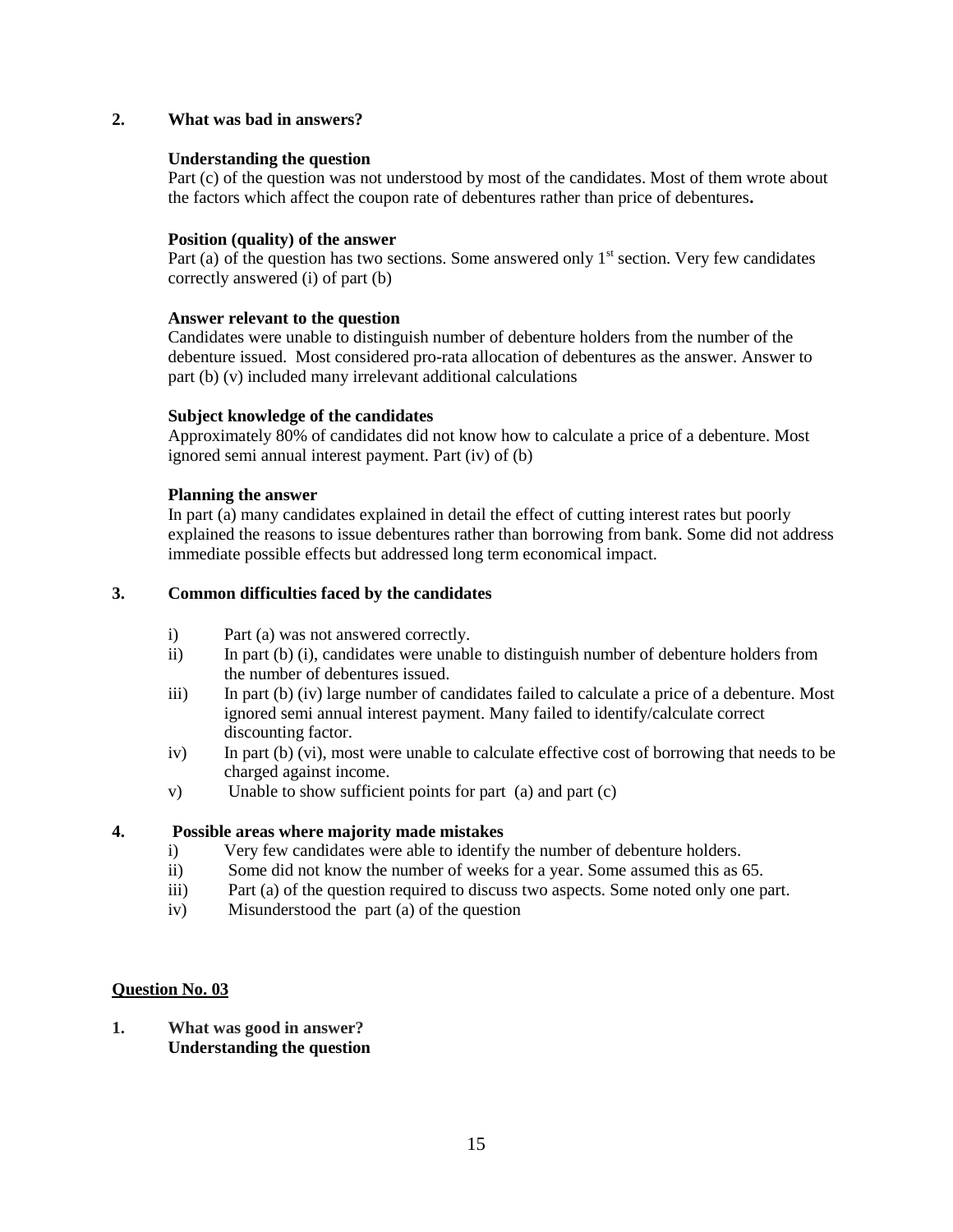**2. What was bad in answers?**

**Understanding the question**

Part (c) of the question was not understood by most of the candidates. Most of them wrote about the factors which affect the coupon rate of debentures rather than price of debentures**.**

**Position (quality) of the answer**

Part (a) of the question has two sections. Some answered only 1st section. Very few candidates correctly answered (i) of part (b)

**Answer relevant to the question**

Candidates were unable to distinguish number of debenture holders from the number of the debenture issued. Most considered pro-rata allocation of debentures as the answer. Answer to part (b) (v) included many irrelevant additional calculations

**Subject knowledge of the candidates**

Approximately 80% of candidates did not know how to calculate a price of a debenture. Most ignored semi annual interest payment. Part (iv) of (b)

**Planning the answer**

In part (a) many candidates explained in detail the effect of cutting interest rates but poorly explained the reasons to issue debentures rather than borrowing from bank. Some did not address immediate possible effects but addressed long term economical impact.

**3. Common difficulties faced by the candidates**

i) Part (a) was not answered correctly.

ii) In part (b) (i), candidates were unable to distinguish number of debenture holders from the number of debentures issued.

iii) In part (b) (iv) large number of candidates failed to calculate a price of a debenture. Most ignored semi annual interest payment. Many failed to identify/calculate correct discounting factor.

iv) In part (b) (vi), most were unable to calculate effective cost of borrowing that needs to be charged against income.

v) Unable to show sufficient points for part (a) and part (c)

**4. Possible areas where majority made mistakes**

i) Very few candidates were able to identify the number of debenture holders.

ii) Some did not know the number of weeks for a year. Some assumed this as 65.

iii) Part (a) of the question required to discuss two aspects. Some noted only one part.

iv) Misunderstood the part (a) of the question

**<u>Question No. 03</u>**

**1. What was good in answer?**

**Understanding the question**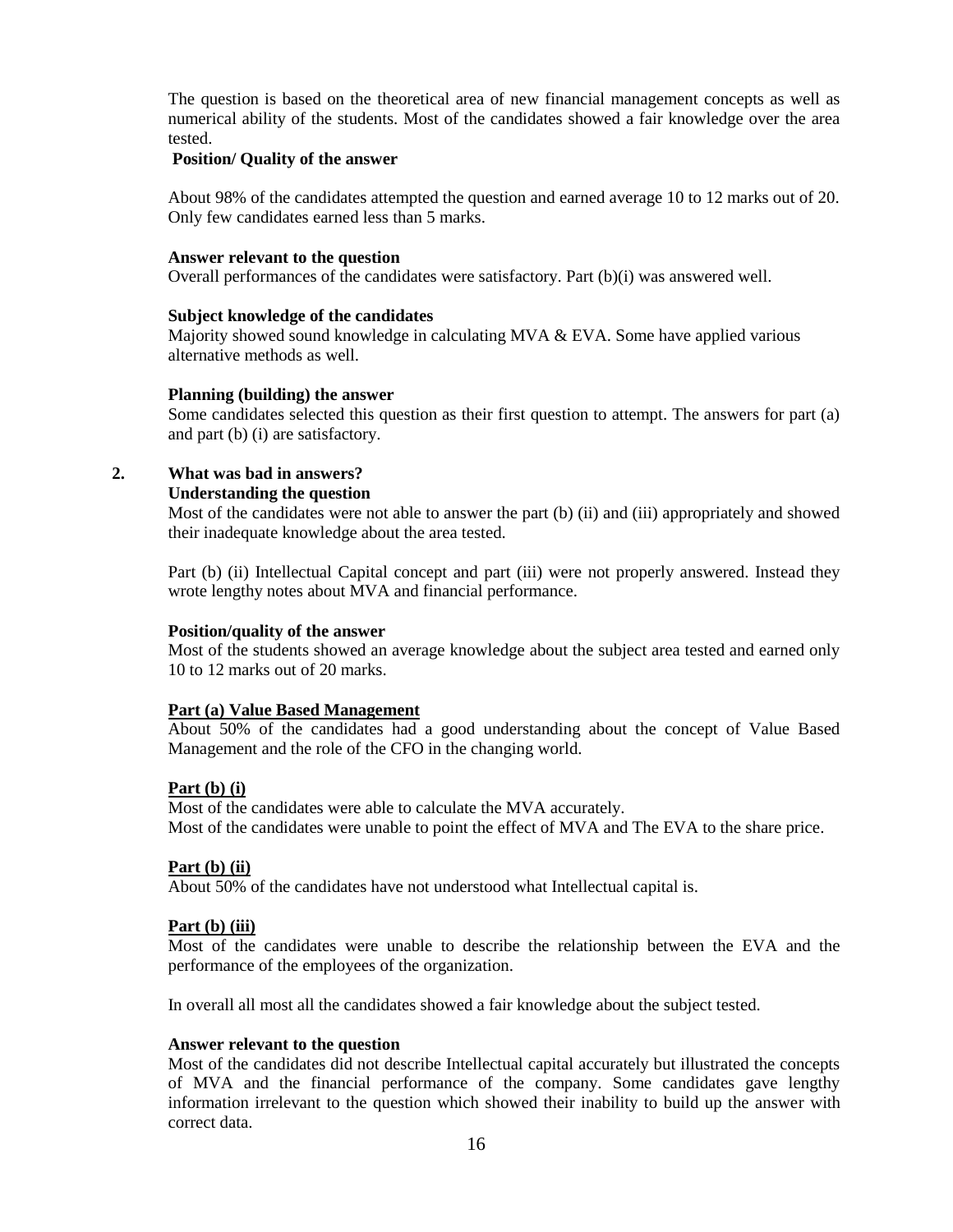The question is based on the theoretical area of new financial management concepts as well as numerical ability of the students. Most of the candidates showed a fair knowledge over the area tested.

**Position/ Quality of the answer**

About 98% of the candidates attempted the question and earned average 10 to 12 marks out of 20. Only few candidates earned less than 5 marks.

**Answer relevant to the question**

Overall performances of the candidates were satisfactory. Part (b)(i) was answered well.

**Subject knowledge of the candidates**

Majority showed sound knowledge in calculating MVA & EVA. Some have applied various alternative methods as well.

**Planning (building) the answer**

Some candidates selected this question as their first question to attempt. The answers for part (a) and part (b) (i) are satisfactory.

## 2. What was bad in answers?

**Understanding the question**

Most of the candidates were not able to answer the part (b) (ii) and (iii) appropriately and showed their inadequate knowledge about the area tested.

Part (b) (ii) Intellectual Capital concept and part (iii) were not properly answered. Instead they wrote lengthy notes about MVA and financial performance.

**Position/quality of the answer**

Most of the students showed an average knowledge about the subject area tested and earned only 10 to 12 marks out of 20 marks.

**Part (a) Value Based Management**

About 50% of the candidates had a good understanding about the concept of Value Based Management and the role of the CFO in the changing world.

**Part (b) (i)**

Most of the candidates were able to calculate the MVA accurately.
Most of the candidates were unable to point the effect of MVA and The EVA to the share price.

**Part (b) (ii)**

About 50% of the candidates have not understood what Intellectual capital is.

**Part (b) (iii)**

Most of the candidates were unable to describe the relationship between the EVA and the performance of the employees of the organization.

In overall all most all the candidates showed a fair knowledge about the subject tested.

**Answer relevant to the question**

Most of the candidates did not describe Intellectual capital accurately but illustrated the concepts of MVA and the financial performance of the company. Some candidates gave lengthy information irrelevant to the question which showed their inability to build up the answer with correct data.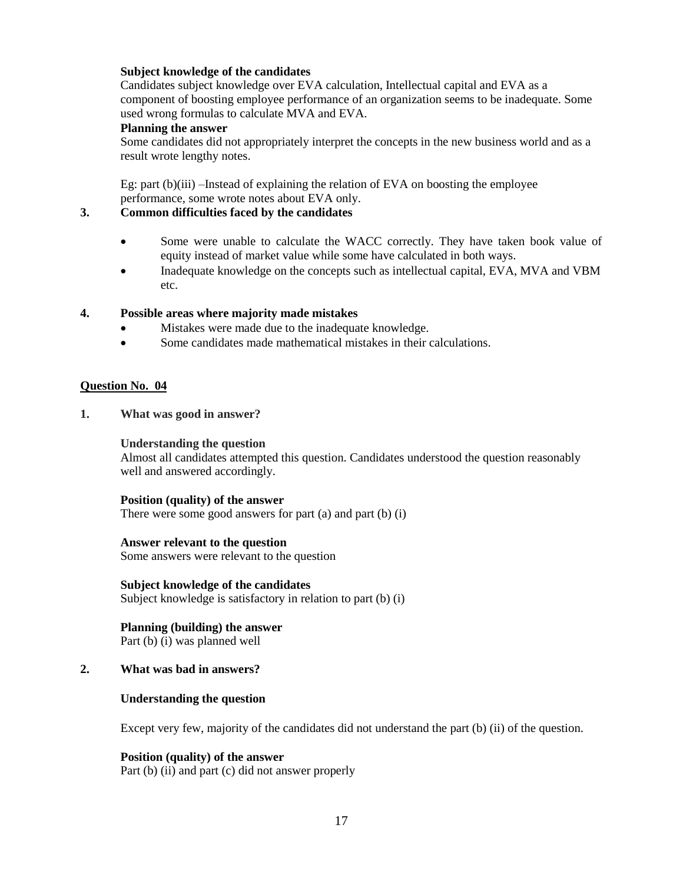**Subject knowledge of the candidates**

Candidates subject knowledge over EVA calculation, Intellectual capital and EVA as a component of boosting employee performance of an organization seems to be inadequate. Some used wrong formulas to calculate MVA and EVA.

**Planning the answer**

Some candidates did not appropriately interpret the concepts in the new business world and as a result wrote lengthy notes.

Eg: part (b)(iii) –Instead of explaining the relation of EVA on boosting the employee performance, some wrote notes about EVA only.

**3. Common difficulties faced by the candidates**

- Some were unable to calculate the WACC correctly. They have taken book value of equity instead of market value while some have calculated in both ways.
- Inadequate knowledge on the concepts such as intellectual capital, EVA, MVA and VBM etc.

**4. Possible areas where majority made mistakes**

- Mistakes were made due to the inadequate knowledge.
- Some candidates made mathematical mistakes in their calculations.

## Question No. 04

**1. What was good in answer?**

**Understanding the question**

Almost all candidates attempted this question. Candidates understood the question reasonably well and answered accordingly.

**Position (quality) of the answer**

There were some good answers for part (a) and part (b) (i)

**Answer relevant to the question**

Some answers were relevant to the question

**Subject knowledge of the candidates**

Subject knowledge is satisfactory in relation to part (b) (i)

**Planning (building) the answer**

Part (b) (i) was planned well

**2. What was bad in answers?**

**Understanding the question**

Except very few, majority of the candidates did not understand the part (b) (ii) of the question.

**Position (quality) of the answer**

Part (b) (ii) and part (c) did not answer properly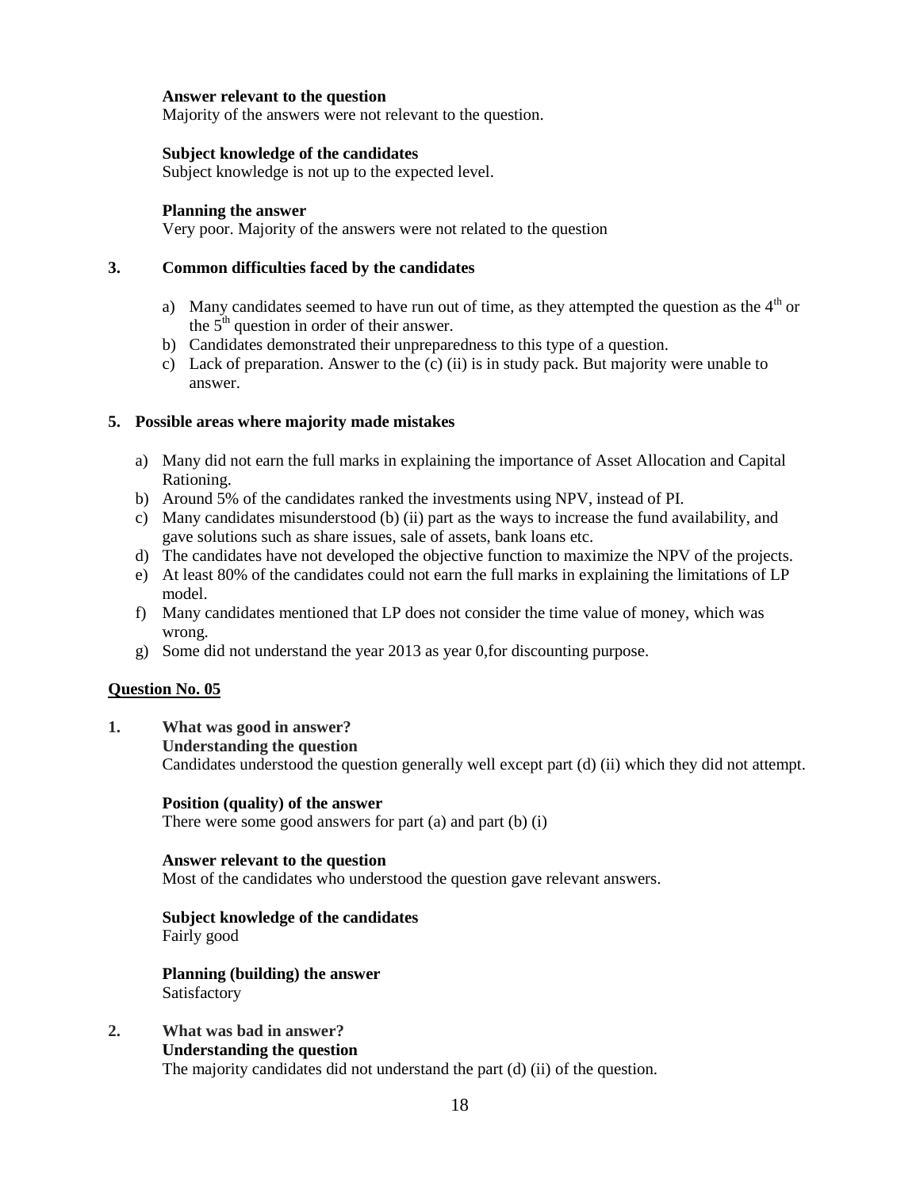**Answer relevant to the question**
Majority of the answers were not relevant to the question.

**Subject knowledge of the candidates**
Subject knowledge is not up to the expected level.

**Planning the answer**
Very poor. Majority of the answers were not related to the question

**3. Common difficulties faced by the candidates**

a) Many candidates seemed to have run out of time, as they attempted the question as the 4th or the 5th question in order of their answer.
b) Candidates demonstrated their unpreparedness to this type of a question.
c) Lack of preparation. Answer to the (c) (ii) is in study pack. But majority were unable to answer.

**5. Possible areas where majority made mistakes**

a) Many did not earn the full marks in explaining the importance of Asset Allocation and Capital Rationing.
b) Around 5% of the candidates ranked the investments using NPV, instead of PI.
c) Many candidates misunderstood (b) (ii) part as the ways to increase the fund availability, and gave solutions such as share issues, sale of assets, bank loans etc.
d) The candidates have not developed the objective function to maximize the NPV of the projects.
e) At least 80% of the candidates could not earn the full marks in explaining the limitations of LP model.
f) Many candidates mentioned that LP does not consider the time value of money, which was wrong.
g) Some did not understand the year 2013 as year 0,for discounting purpose.

## Question No. 05

**1. What was good in answer?**

**Understanding the question**
Candidates understood the question generally well except part (d) (ii) which they did not attempt.

**Position (quality) of the answer**
There were some good answers for part (a) and part (b) (i)

**Answer relevant to the question**
Most of the candidates who understood the question gave relevant answers.

**Subject knowledge of the candidates**
Fairly good

**Planning (building) the answer**
Satisfactory

**2. What was bad in answer?**

**Understanding the question**
The majority candidates did not understand the part (d) (ii) of the question.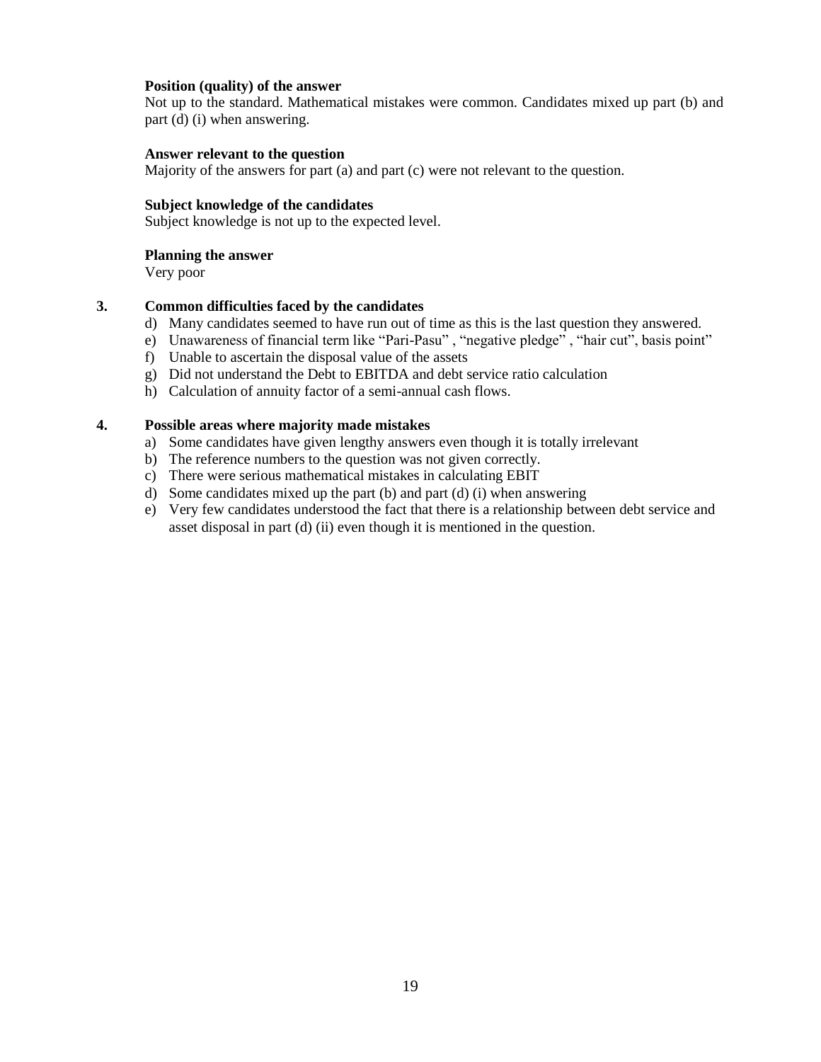**Position (quality) of the answer**

Not up to the standard. Mathematical mistakes were common. Candidates mixed up part (b) and part (d) (i) when answering.

**Answer relevant to the question**

Majority of the answers for part (a) and part (c) were not relevant to the question.

**Subject knowledge of the candidates**

Subject knowledge is not up to the expected level.

**Planning the answer**

Very poor

**3. Common difficulties faced by the candidates**

d) Many candidates seemed to have run out of time as this is the last question they answered.
e) Unawareness of financial term like "Pari-Pasu" , "negative pledge" , "hair cut", basis point"
f) Unable to ascertain the disposal value of the assets
g) Did not understand the Debt to EBITDA and debt service ratio calculation
h) Calculation of annuity factor of a semi-annual cash flows.

**4. Possible areas where majority made mistakes**

a) Some candidates have given lengthy answers even though it is totally irrelevant
b) The reference numbers to the question was not given correctly.
c) There were serious mathematical mistakes in calculating EBIT
d) Some candidates mixed up the part (b) and part (d) (i) when answering
e) Very few candidates understood the fact that there is a relationship between debt service and asset disposal in part (d) (ii) even though it is mentioned in the question.